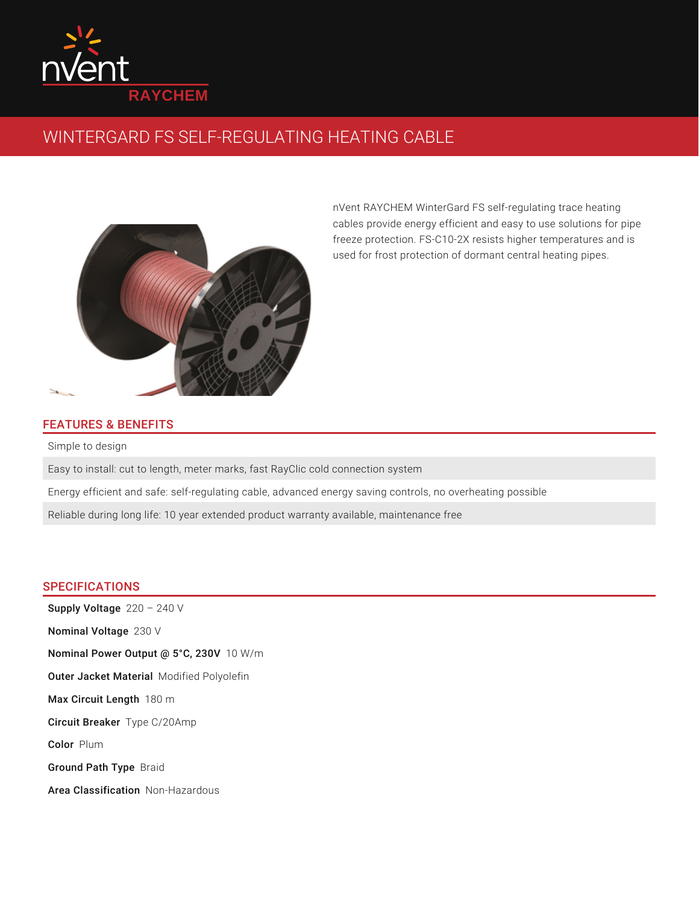nVent RAYCHEM

# WINTERGARD FS SELF-REGULATING HEATING CABLE

nVent RAYCHEM WinterGard FS self-regulating trace heating cables provide energy efficient and easy to use solutions for pipe freeze protection. FS-C10-2X resists higher temperatures and is used for frost protection of dormant central heating pipes.

## FEATURES & BENEFITS

Simple to design

Easy to install: cut to length, meter marks, fast RayClic cold connection system

Energy efficient and safe: self-regulating cable, advanced energy saving controls, no overheating possible

Reliable during long life: 10 year extended product warranty available, maintenance free

## SPECIFICATIONS

**Supply Voltage** 220 – 240 V

**Nominal Voltage** 230 V

**Nominal Power Output @ 5°C, 230V** 10 W/m

**Outer Jacket Material** Modified Polyolefin

**Max Circuit Length** 180 m

**Circuit Breaker** Type C/20Amp

**Color** Plum

**Ground Path Type** Braid

**Area Classification** Non-Hazardous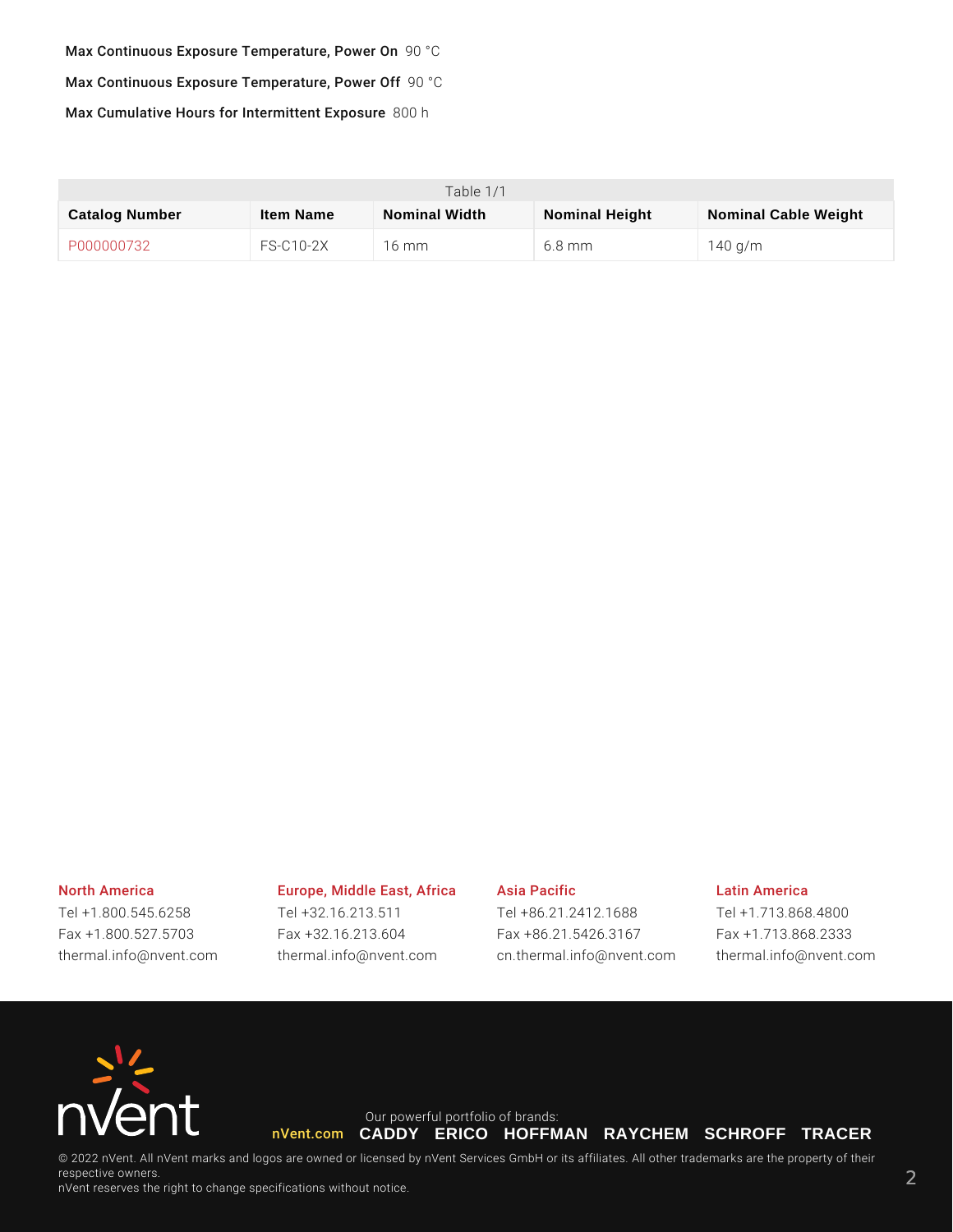**Max Continuous Exposure Temperature, Power On** 90 °C

**Max Continuous Exposure Temperature, Power Off** 90 °C

**Max Cumulative Hours for Intermittent Exposure** 800 h

Table 1/1

| Catalog Number | Item Name | Nominal Width | Nominal Height | Nominal Cable Weight |
|---|---|---|---|---|
| P000000732 | FS-C10-2X | 16 mm | 6.8 mm | 140 g/m |

**North America**
Tel +1.800.545.6258
Fax +1.800.527.5703
thermal.info@nvent.com

**Europe, Middle East, Africa**
Tel +32.16.213.511
Fax +32.16.213.604
thermal.info@nvent.com

**Asia Pacific**
Tel +86.21.2412.1688
Fax +86.21.5426.3167
cn.thermal.info@nvent.com

**Latin America**
Tel +1.713.868.4800
Fax +1.713.868.2333
thermal.info@nvent.com

nVent

Our powerful portfolio of brands:
**nVent.com CADDY ERICO HOFFMAN RAYCHEM SCHROFF TRACER**

© 2022 nVent. All nVent marks and logos are owned or licensed by nVent Services GmbH or its affiliates. All other trademarks are the property of their respective owners.
nVent reserves the right to change specifications without notice.